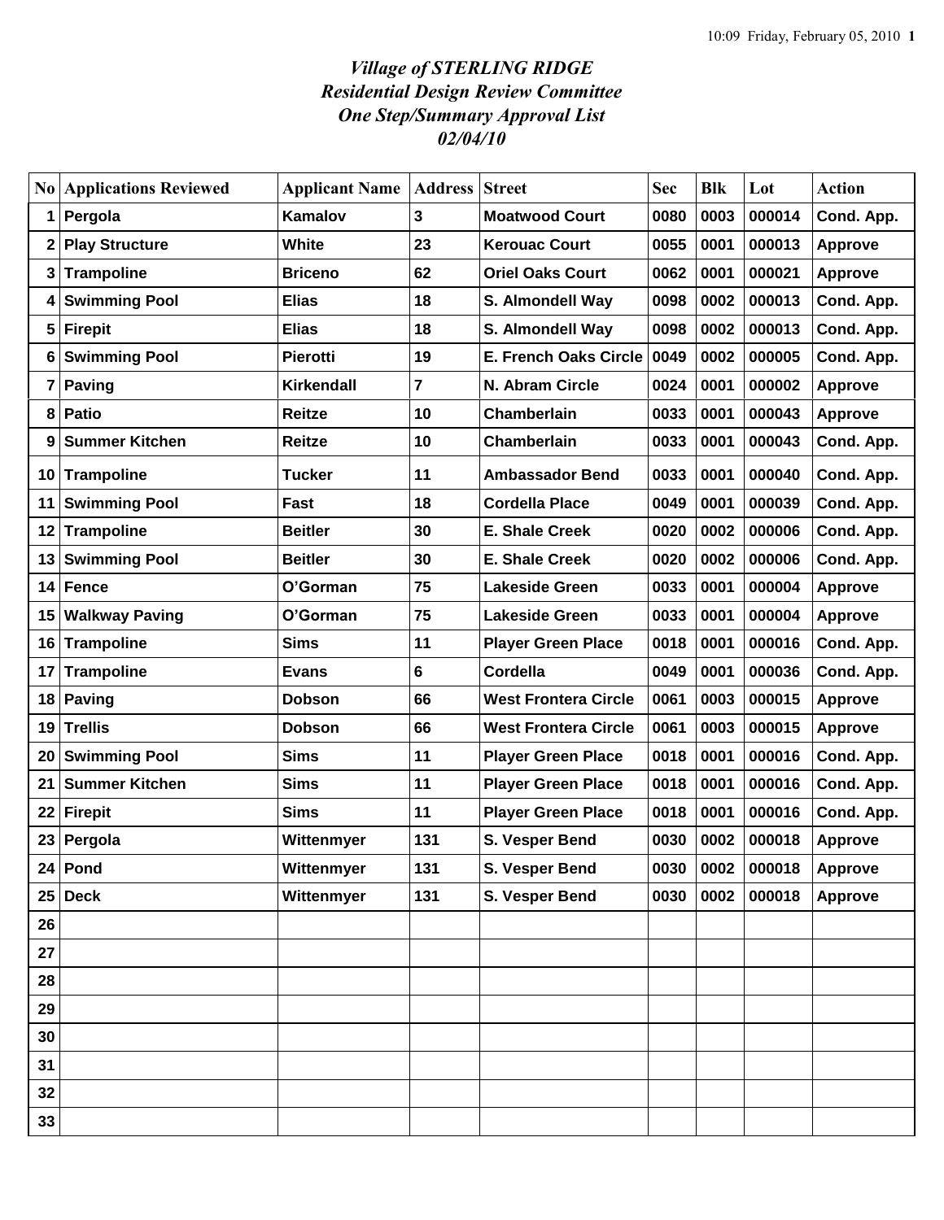*Village of STERLING RIDGE*
*Residential Design Review Committee*
*One Step/Summary Approval List*
*02/04/10*

| No | Applications Reviewed | Applicant Name | Address | Street | Sec | Blk | Lot | Action |
|---|---|---|---|---|---|---|---|---|
| 1 | Pergola | Kamalov | 3 | Moatwood Court | 0080 | 0003 | 000014 | Cond. App. |
| 2 | Play Structure | White | 23 | Kerouac Court | 0055 | 0001 | 000013 | Approve |
| 3 | Trampoline | Briceno | 62 | Oriel Oaks Court | 0062 | 0001 | 000021 | Approve |
| 4 | Swimming Pool | Elias | 18 | S. Almondell Way | 0098 | 0002 | 000013 | Cond. App. |
| 5 | Firepit | Elias | 18 | S. Almondell Way | 0098 | 0002 | 000013 | Cond. App. |
| 6 | Swimming Pool | Pierotti | 19 | E. French Oaks Circle | 0049 | 0002 | 000005 | Cond. App. |
| 7 | Paving | Kirkendall | 7 | N. Abram Circle | 0024 | 0001 | 000002 | Approve |
| 8 | Patio | Reitze | 10 | Chamberlain | 0033 | 0001 | 000043 | Approve |
| 9 | Summer Kitchen | Reitze | 10 | Chamberlain | 0033 | 0001 | 000043 | Cond. App. |
| 10 | Trampoline | Tucker | 11 | Ambassador Bend | 0033 | 0001 | 000040 | Cond. App. |
| 11 | Swimming Pool | Fast | 18 | Cordella Place | 0049 | 0001 | 000039 | Cond. App. |
| 12 | Trampoline | Beitler | 30 | E. Shale Creek | 0020 | 0002 | 000006 | Cond. App. |
| 13 | Swimming Pool | Beitler | 30 | E. Shale Creek | 0020 | 0002 | 000006 | Cond. App. |
| 14 | Fence | O'Gorman | 75 | Lakeside Green | 0033 | 0001 | 000004 | Approve |
| 15 | Walkway Paving | O'Gorman | 75 | Lakeside Green | 0033 | 0001 | 000004 | Approve |
| 16 | Trampoline | Sims | 11 | Player Green Place | 0018 | 0001 | 000016 | Cond. App. |
| 17 | Trampoline | Evans | 6 | Cordella | 0049 | 0001 | 000036 | Cond. App. |
| 18 | Paving | Dobson | 66 | West Frontera Circle | 0061 | 0003 | 000015 | Approve |
| 19 | Trellis | Dobson | 66 | West Frontera Circle | 0061 | 0003 | 000015 | Approve |
| 20 | Swimming Pool | Sims | 11 | Player Green Place | 0018 | 0001 | 000016 | Cond. App. |
| 21 | Summer Kitchen | Sims | 11 | Player Green Place | 0018 | 0001 | 000016 | Cond. App. |
| 22 | Firepit | Sims | 11 | Player Green Place | 0018 | 0001 | 000016 | Cond. App. |
| 23 | Pergola | Wittenmyer | 131 | S. Vesper Bend | 0030 | 0002 | 000018 | Approve |
| 24 | Pond | Wittenmyer | 131 | S. Vesper Bend | 0030 | 0002 | 000018 | Approve |
| 25 | Deck | Wittenmyer | 131 | S. Vesper Bend | 0030 | 0002 | 000018 | Approve |
| 26 | | | | | | | | |
| 27 | | | | | | | | |
| 28 | | | | | | | | |
| 29 | | | | | | | | |
| 30 | | | | | | | | |
| 31 | | | | | | | | |
| 32 | | | | | | | | |
| 33 | | | | | | | | |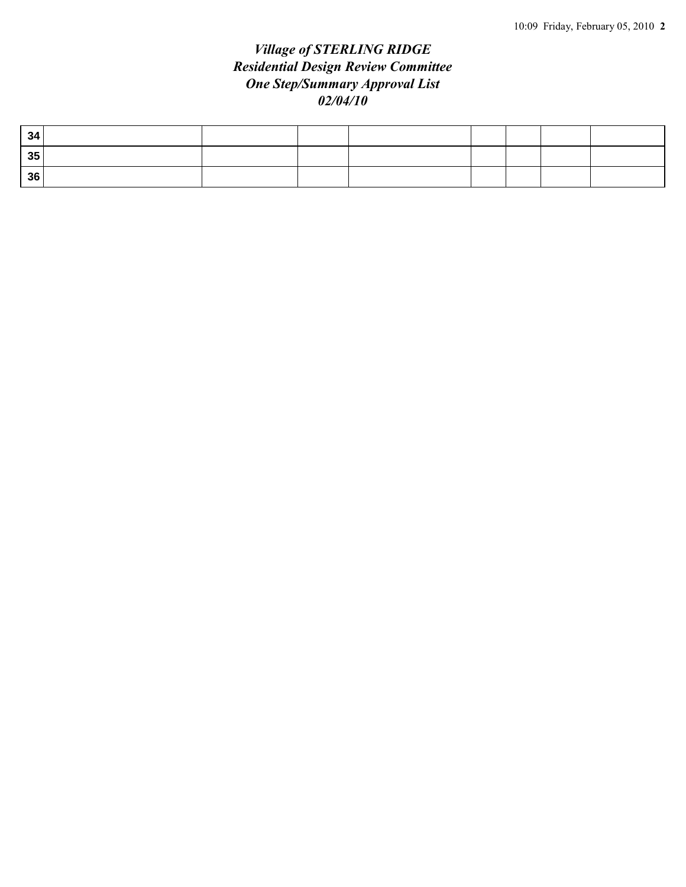# *Village of STERLING RIDGE*
## *Residential Design Review Committee*
## *One Step/Summary Approval List*
## *02/04/10*

| | | | | | | | | |
|---|---|---|---|---|---|---|---|---|
| **34** | | | | | | | | |
| **35** | | | | | | | | |
| **36** | | | | | | | | |